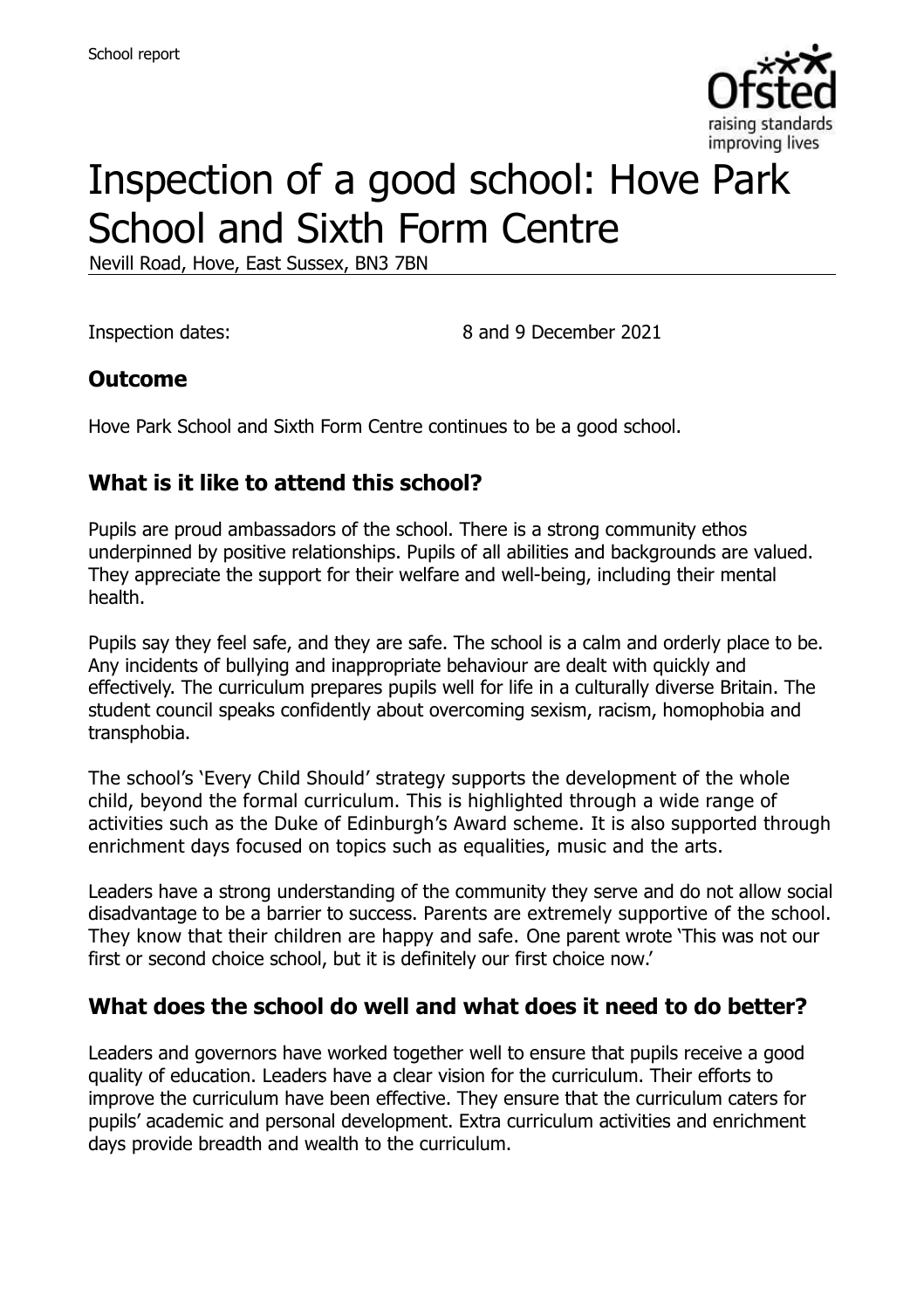School report

# Inspection of a good school: Hove Park School and Sixth Form Centre

Nevill Road, Hove, East Sussex, BN3 7BN

Inspection dates: 8 and 9 December 2021

## Outcome

Hove Park School and Sixth Form Centre continues to be a good school.

## What is it like to attend this school?

Pupils are proud ambassadors of the school. There is a strong community ethos underpinned by positive relationships. Pupils of all abilities and backgrounds are valued. They appreciate the support for their welfare and well-being, including their mental health.

Pupils say they feel safe, and they are safe. The school is a calm and orderly place to be. Any incidents of bullying and inappropriate behaviour are dealt with quickly and effectively. The curriculum prepares pupils well for life in a culturally diverse Britain. The student council speaks confidently about overcoming sexism, racism, homophobia and transphobia.

The school's 'Every Child Should' strategy supports the development of the whole child, beyond the formal curriculum. This is highlighted through a wide range of activities such as the Duke of Edinburgh's Award scheme. It is also supported through enrichment days focused on topics such as equalities, music and the arts.

Leaders have a strong understanding of the community they serve and do not allow social disadvantage to be a barrier to success. Parents are extremely supportive of the school. They know that their children are happy and safe. One parent wrote 'This was not our first or second choice school, but it is definitely our first choice now.'

## What does the school do well and what does it need to do better?

Leaders and governors have worked together well to ensure that pupils receive a good quality of education. Leaders have a clear vision for the curriculum. Their efforts to improve the curriculum have been effective. They ensure that the curriculum caters for pupils' academic and personal development. Extra curriculum activities and enrichment days provide breadth and wealth to the curriculum.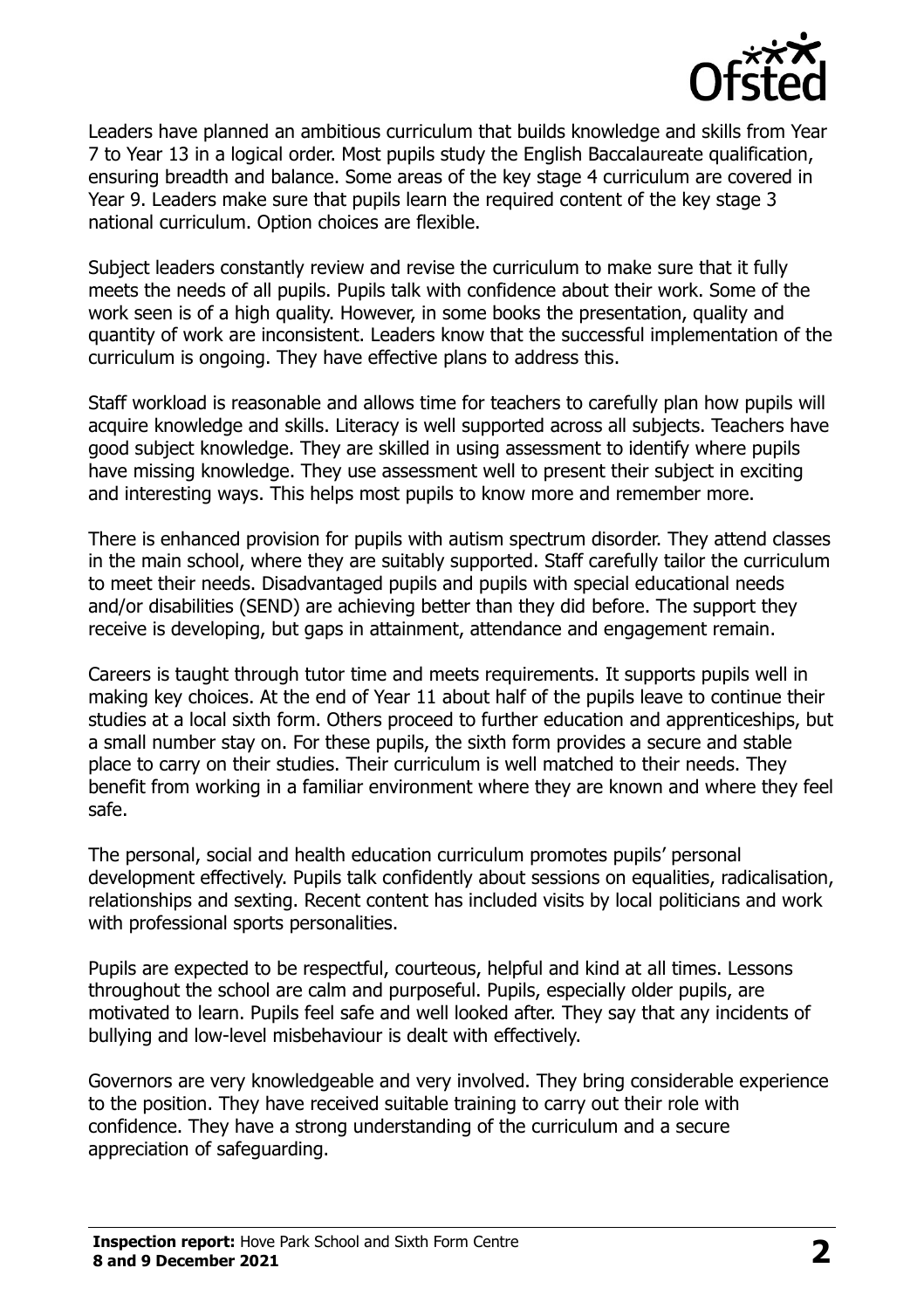Leaders have planned an ambitious curriculum that builds knowledge and skills from Year 7 to Year 13 in a logical order. Most pupils study the English Baccalaureate qualification, ensuring breadth and balance. Some areas of the key stage 4 curriculum are covered in Year 9. Leaders make sure that pupils learn the required content of the key stage 3 national curriculum. Option choices are flexible.

Subject leaders constantly review and revise the curriculum to make sure that it fully meets the needs of all pupils. Pupils talk with confidence about their work. Some of the work seen is of a high quality. However, in some books the presentation, quality and quantity of work are inconsistent. Leaders know that the successful implementation of the curriculum is ongoing. They have effective plans to address this.

Staff workload is reasonable and allows time for teachers to carefully plan how pupils will acquire knowledge and skills. Literacy is well supported across all subjects. Teachers have good subject knowledge. They are skilled in using assessment to identify where pupils have missing knowledge. They use assessment well to present their subject in exciting and interesting ways. This helps most pupils to know more and remember more.

There is enhanced provision for pupils with autism spectrum disorder. They attend classes in the main school, where they are suitably supported. Staff carefully tailor the curriculum to meet their needs. Disadvantaged pupils and pupils with special educational needs and/or disabilities (SEND) are achieving better than they did before. The support they receive is developing, but gaps in attainment, attendance and engagement remain.

Careers is taught through tutor time and meets requirements. It supports pupils well in making key choices. At the end of Year 11 about half of the pupils leave to continue their studies at a local sixth form. Others proceed to further education and apprenticeships, but a small number stay on. For these pupils, the sixth form provides a secure and stable place to carry on their studies. Their curriculum is well matched to their needs. They benefit from working in a familiar environment where they are known and where they feel safe.

The personal, social and health education curriculum promotes pupils' personal development effectively. Pupils talk confidently about sessions on equalities, radicalisation, relationships and sexting. Recent content has included visits by local politicians and work with professional sports personalities.

Pupils are expected to be respectful, courteous, helpful and kind at all times. Lessons throughout the school are calm and purposeful. Pupils, especially older pupils, are motivated to learn. Pupils feel safe and well looked after. They say that any incidents of bullying and low-level misbehaviour is dealt with effectively.

Governors are very knowledgeable and very involved. They bring considerable experience to the position. They have received suitable training to carry out their role with confidence. They have a strong understanding of the curriculum and a secure appreciation of safeguarding.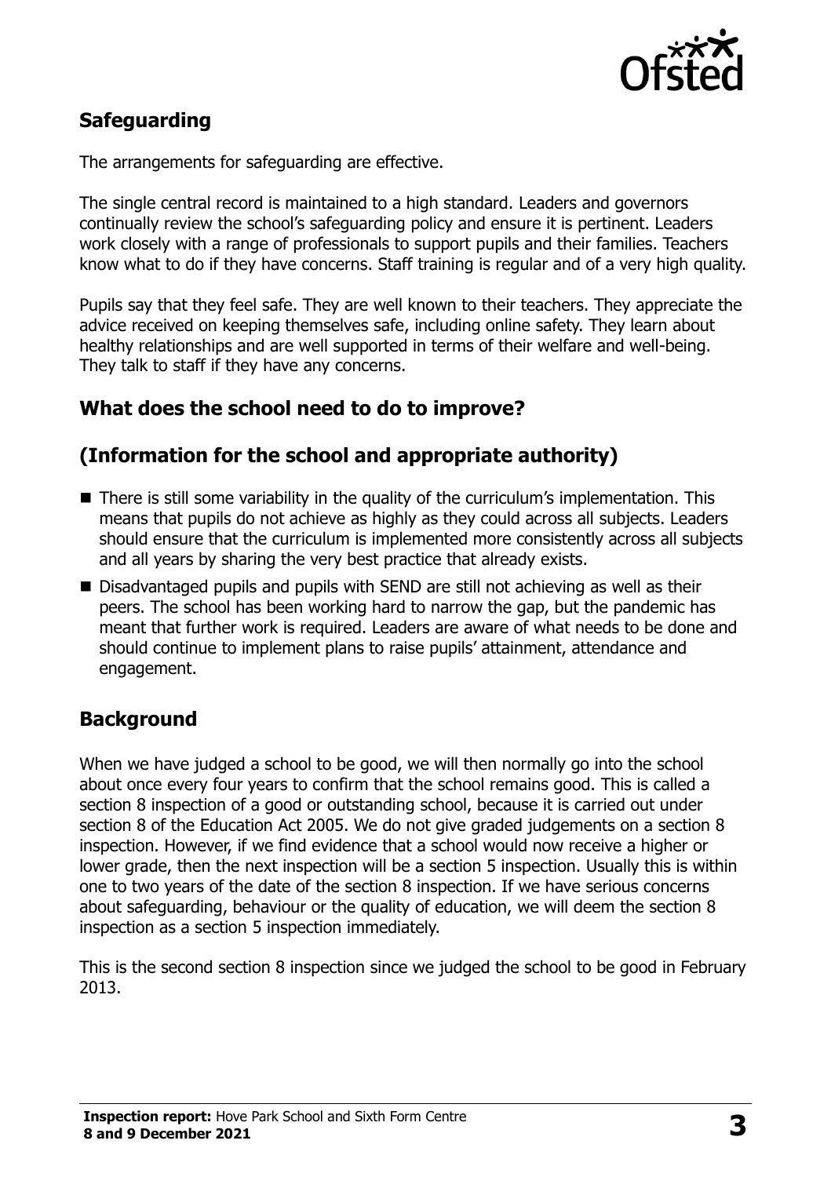## Safeguarding

The arrangements for safeguarding are effective.

The single central record is maintained to a high standard. Leaders and governors continually review the school's safeguarding policy and ensure it is pertinent. Leaders work closely with a range of professionals to support pupils and their families. Teachers know what to do if they have concerns. Staff training is regular and of a very high quality.

Pupils say that they feel safe. They are well known to their teachers. They appreciate the advice received on keeping themselves safe, including online safety. They learn about healthy relationships and are well supported in terms of their welfare and well-being. They talk to staff if they have any concerns.

## What does the school need to do to improve?

## (Information for the school and appropriate authority)

- There is still some variability in the quality of the curriculum's implementation. This means that pupils do not achieve as highly as they could across all subjects. Leaders should ensure that the curriculum is implemented more consistently across all subjects and all years by sharing the very best practice that already exists.
- Disadvantaged pupils and pupils with SEND are still not achieving as well as their peers. The school has been working hard to narrow the gap, but the pandemic has meant that further work is required. Leaders are aware of what needs to be done and should continue to implement plans to raise pupils' attainment, attendance and engagement.

## Background

When we have judged a school to be good, we will then normally go into the school about once every four years to confirm that the school remains good. This is called a section 8 inspection of a good or outstanding school, because it is carried out under section 8 of the Education Act 2005. We do not give graded judgements on a section 8 inspection. However, if we find evidence that a school would now receive a higher or lower grade, then the next inspection will be a section 5 inspection. Usually this is within one to two years of the date of the section 8 inspection. If we have serious concerns about safeguarding, behaviour or the quality of education, we will deem the section 8 inspection as a section 5 inspection immediately.

This is the second section 8 inspection since we judged the school to be good in February 2013.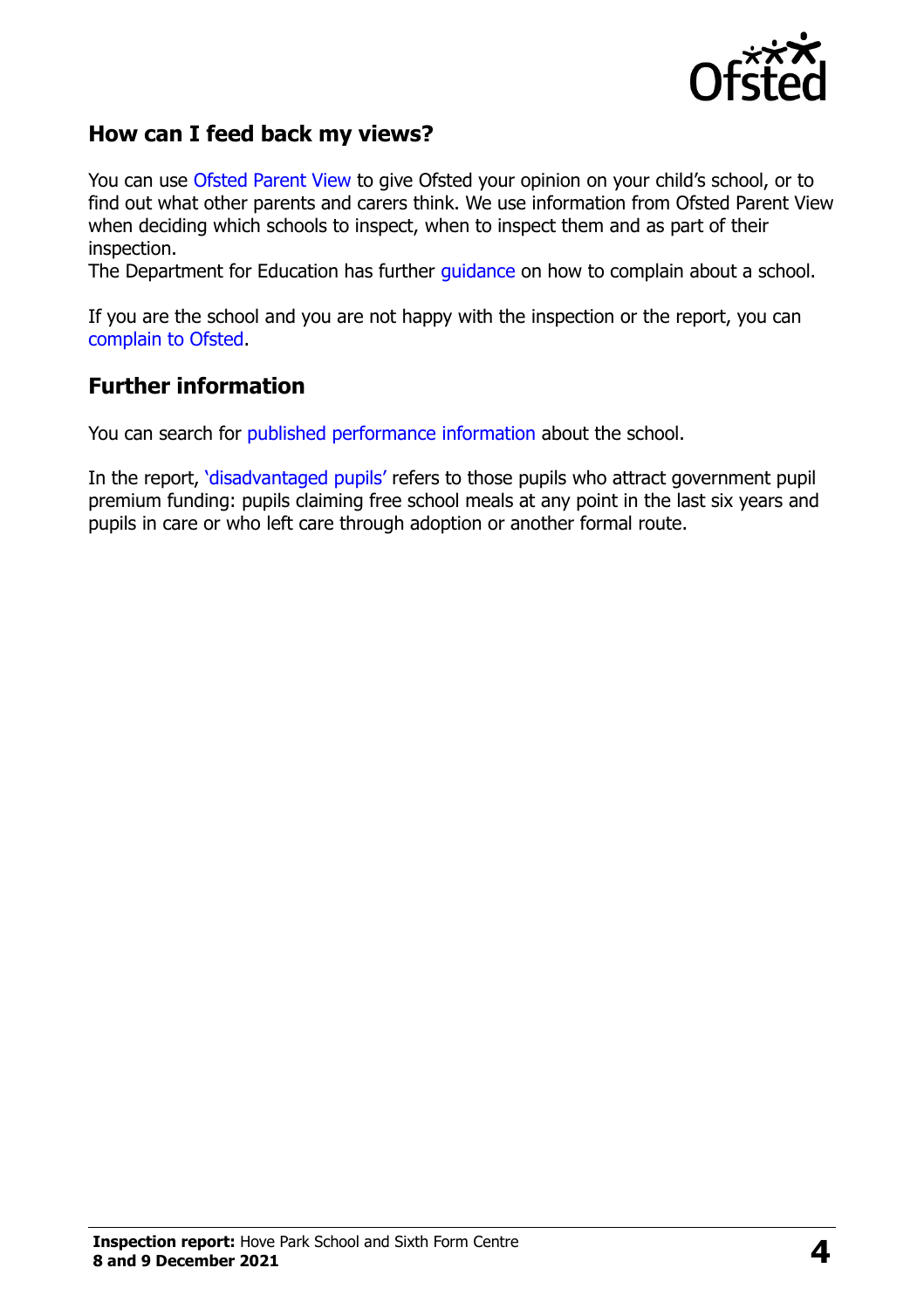## How can I feed back my views?

You can use Ofsted Parent View to give Ofsted your opinion on your child's school, or to find out what other parents and carers think. We use information from Ofsted Parent View when deciding which schools to inspect, when to inspect them and as part of their inspection.
The Department for Education has further guidance on how to complain about a school.

If you are the school and you are not happy with the inspection or the report, you can complain to Ofsted.

## Further information

You can search for published performance information about the school.

In the report, 'disadvantaged pupils' refers to those pupils who attract government pupil premium funding: pupils claiming free school meals at any point in the last six years and pupils in care or who left care through adoption or another formal route.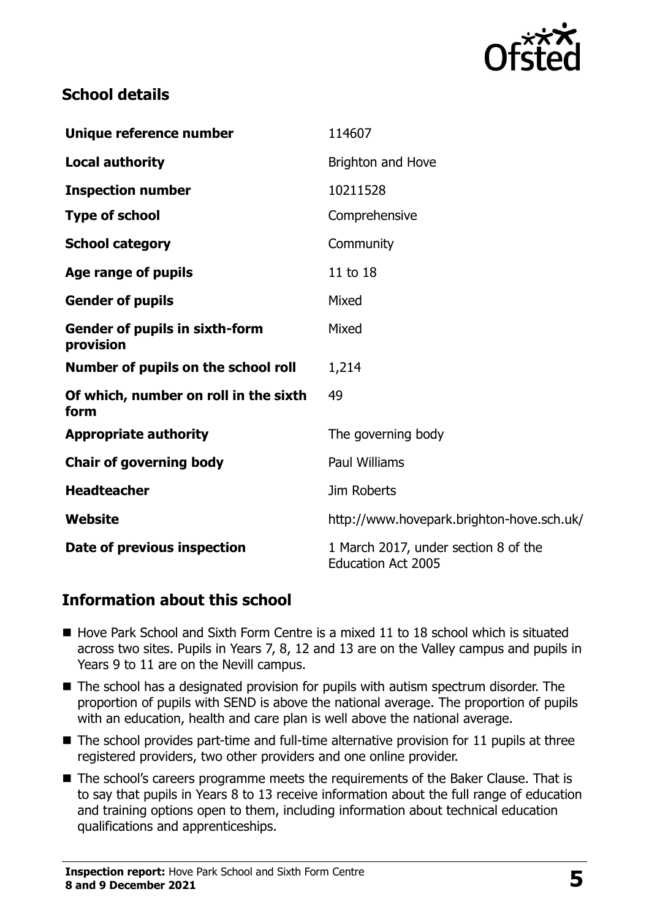## School details

| | |
|---|---|
| **Unique reference number** | 114607 |
| **Local authority** | Brighton and Hove |
| **Inspection number** | 10211528 |
| **Type of school** | Comprehensive |
| **School category** | Community |
| **Age range of pupils** | 11 to 18 |
| **Gender of pupils** | Mixed |
| **Gender of pupils in sixth-form provision** | Mixed |
| **Number of pupils on the school roll** | 1,214 |
| **Of which, number on roll in the sixth form** | 49 |
| **Appropriate authority** | The governing body |
| **Chair of governing body** | Paul Williams |
| **Headteacher** | Jim Roberts |
| **Website** | http://www.hovepark.brighton-hove.sch.uk/ |
| **Date of previous inspection** | 1 March 2017, under section 8 of the Education Act 2005 |

## Information about this school

- Hove Park School and Sixth Form Centre is a mixed 11 to 18 school which is situated across two sites. Pupils in Years 7, 8, 12 and 13 are on the Valley campus and pupils in Years 9 to 11 are on the Nevill campus.
- The school has a designated provision for pupils with autism spectrum disorder. The proportion of pupils with SEND is above the national average. The proportion of pupils with an education, health and care plan is well above the national average.
- The school provides part-time and full-time alternative provision for 11 pupils at three registered providers, two other providers and one online provider.
- The school's careers programme meets the requirements of the Baker Clause. That is to say that pupils in Years 8 to 13 receive information about the full range of education and training options open to them, including information about technical education qualifications and apprenticeships.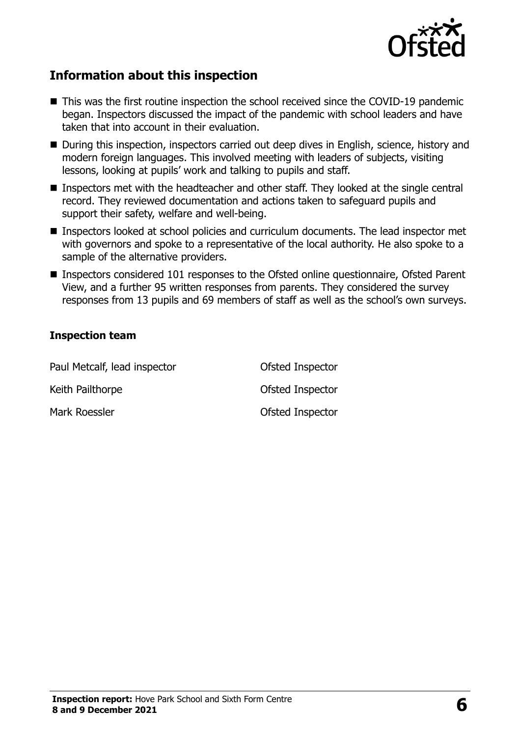## Information about this inspection

- This was the first routine inspection the school received since the COVID-19 pandemic began. Inspectors discussed the impact of the pandemic with school leaders and have taken that into account in their evaluation.
- During this inspection, inspectors carried out deep dives in English, science, history and modern foreign languages. This involved meeting with leaders of subjects, visiting lessons, looking at pupils' work and talking to pupils and staff.
- Inspectors met with the headteacher and other staff. They looked at the single central record. They reviewed documentation and actions taken to safeguard pupils and support their safety, welfare and well-being.
- Inspectors looked at school policies and curriculum documents. The lead inspector met with governors and spoke to a representative of the local authority. He also spoke to a sample of the alternative providers.
- Inspectors considered 101 responses to the Ofsted online questionnaire, Ofsted Parent View, and a further 95 written responses from parents. They considered the survey responses from 13 pupils and 69 members of staff as well as the school's own surveys.

### Inspection team

| | |
|---|---|
| Paul Metcalf, lead inspector | Ofsted Inspector |
| Keith Pailthorpe | Ofsted Inspector |
| Mark Roessler | Ofsted Inspector |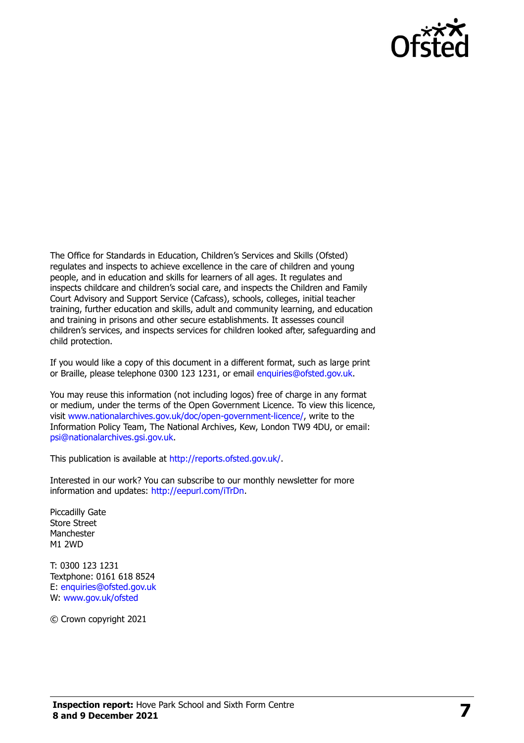The Office for Standards in Education, Children's Services and Skills (Ofsted) regulates and inspects to achieve excellence in the care of children and young people, and in education and skills for learners of all ages. It regulates and inspects childcare and children's social care, and inspects the Children and Family Court Advisory and Support Service (Cafcass), schools, colleges, initial teacher training, further education and skills, adult and community learning, and education and training in prisons and other secure establishments. It assesses council children's services, and inspects services for children looked after, safeguarding and child protection.

If you would like a copy of this document in a different format, such as large print or Braille, please telephone 0300 123 1231, or email enquiries@ofsted.gov.uk.

You may reuse this information (not including logos) free of charge in any format or medium, under the terms of the Open Government Licence. To view this licence, visit www.nationalarchives.gov.uk/doc/open-government-licence/, write to the Information Policy Team, The National Archives, Kew, London TW9 4DU, or email: psi@nationalarchives.gsi.gov.uk.

This publication is available at http://reports.ofsted.gov.uk/.

Interested in our work? You can subscribe to our monthly newsletter for more information and updates: http://eepurl.com/iTrDn.

Piccadilly Gate  
Store Street  
Manchester  
M1 2WD

T: 0300 123 1231  
Textphone: 0161 618 8524  
E: enquiries@ofsted.gov.uk  
W: www.gov.uk/ofsted

© Crown copyright 2021